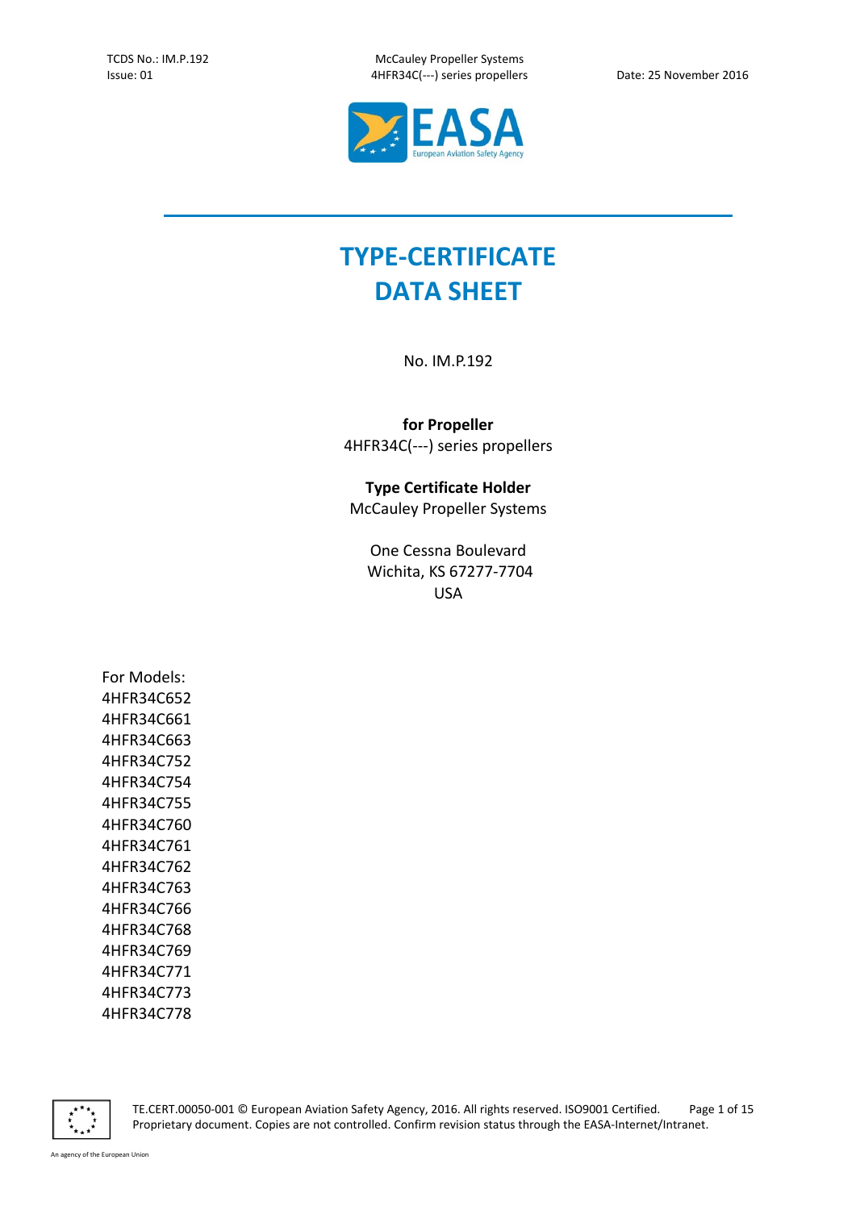# TYPE-CERTIFICATE DATA SHEET

No. IM.P.192

**for Propeller**
4HFR34C(---) series propellers

**Type Certificate Holder**
McCauley Propeller Systems

One Cessna Boulevard
Wichita, KS 67277-7704
USA

For Models:
4HFR34C652
4HFR34C661
4HFR34C663
4HFR34C752
4HFR34C754
4HFR34C755
4HFR34C760
4HFR34C761
4HFR34C762
4HFR34C763
4HFR34C766
4HFR34C768
4HFR34C769
4HFR34C771
4HFR34C773
4HFR34C778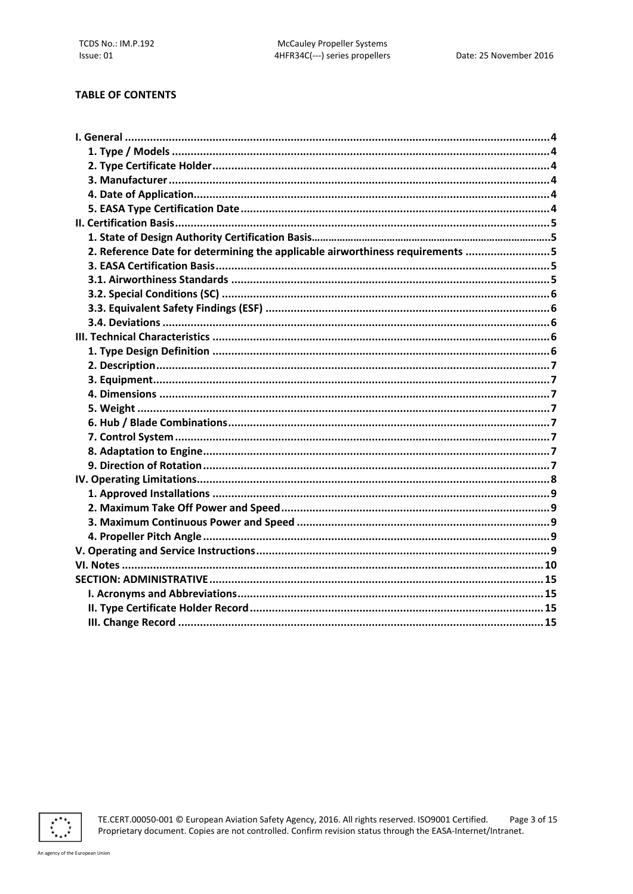**TABLE OF CONTENTS**

I. General .......... 4
- 1. Type / Models .......... 4
- 2. Type Certificate Holder .......... 4
- 3. Manufacturer .......... 4
- 4. Date of Application .......... 4
- 5. EASA Type Certification Date .......... 4

II. Certification Basis .......... 5
- 1. State of Design Authority Certification Basis .......... 5
- 2. Reference Date for determining the applicable airworthiness requirements .......... 5
- 3. EASA Certification Basis .......... 5
- 3.1. Airworthiness Standards .......... 5
- 3.2. Special Conditions (SC) .......... 6
- 3.3. Equivalent Safety Findings (ESF) .......... 6
- 3.4. Deviations .......... 6

III. Technical Characteristics .......... 6
- 1. Type Design Definition .......... 6
- 2. Description .......... 7
- 3. Equipment .......... 7
- 4. Dimensions .......... 7
- 5. Weight .......... 7
- 6. Hub / Blade Combinations .......... 7
- 7. Control System .......... 7
- 8. Adaptation to Engine .......... 7
- 9. Direction of Rotation .......... 7

IV. Operating Limitations .......... 8
- 1. Approved Installations .......... 9
- 2. Maximum Take Off Power and Speed .......... 9
- 3. Maximum Continuous Power and Speed .......... 9
- 4. Propeller Pitch Angle .......... 9

V. Operating and Service Instructions .......... 9

VI. Notes .......... 10

SECTION: ADMINISTRATIVE .......... 15
- I. Acronyms and Abbreviations .......... 15
- II. Type Certificate Holder Record .......... 15
- III. Change Record .......... 15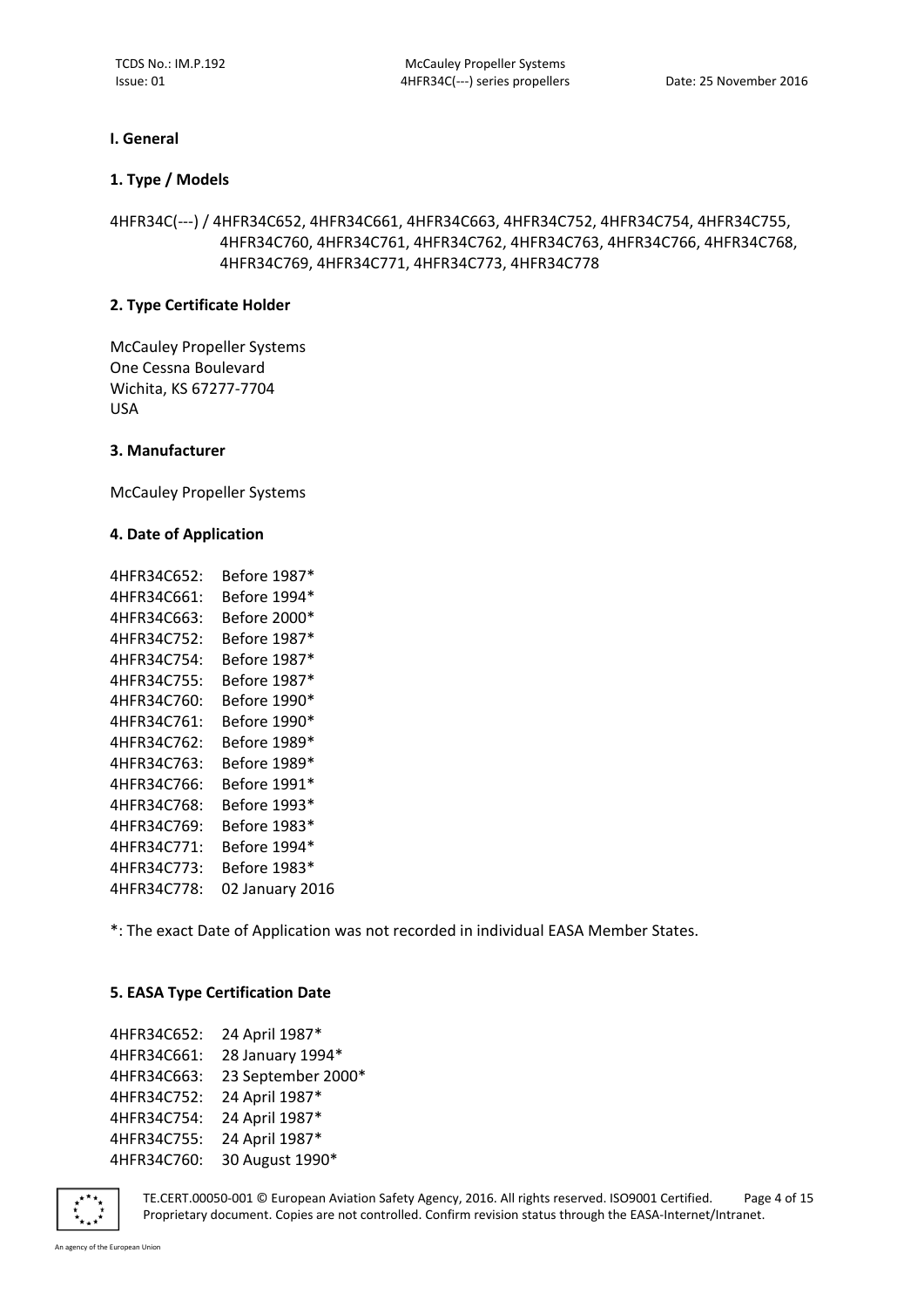## I. General

### 1. Type / Models

4HFR34C(---) / 4HFR34C652, 4HFR34C661, 4HFR34C663, 4HFR34C752, 4HFR34C754, 4HFR34C755, 4HFR34C760, 4HFR34C761, 4HFR34C762, 4HFR34C763, 4HFR34C766, 4HFR34C768, 4HFR34C769, 4HFR34C771, 4HFR34C773, 4HFR34C778

### 2. Type Certificate Holder

McCauley Propeller Systems
One Cessna Boulevard
Wichita, KS 67277-7704
USA

### 3. Manufacturer

McCauley Propeller Systems

### 4. Date of Application

| | |
|---|---|
| 4HFR34C652: | Before 1987* |
| 4HFR34C661: | Before 1994* |
| 4HFR34C663: | Before 2000* |
| 4HFR34C752: | Before 1987* |
| 4HFR34C754: | Before 1987* |
| 4HFR34C755: | Before 1987* |
| 4HFR34C760: | Before 1990* |
| 4HFR34C761: | Before 1990* |
| 4HFR34C762: | Before 1989* |
| 4HFR34C763: | Before 1989* |
| 4HFR34C766: | Before 1991* |
| 4HFR34C768: | Before 1993* |
| 4HFR34C769: | Before 1983* |
| 4HFR34C771: | Before 1994* |
| 4HFR34C773: | Before 1983* |
| 4HFR34C778: | 02 January 2016 |

*: The exact Date of Application was not recorded in individual EASA Member States.

### 5. EASA Type Certification Date

| | |
|---|---|
| 4HFR34C652: | 24 April 1987* |
| 4HFR34C661: | 28 January 1994* |
| 4HFR34C663: | 23 September 2000* |
| 4HFR34C752: | 24 April 1987* |
| 4HFR34C754: | 24 April 1987* |
| 4HFR34C755: | 24 April 1987* |
| 4HFR34C760: | 30 August 1990* |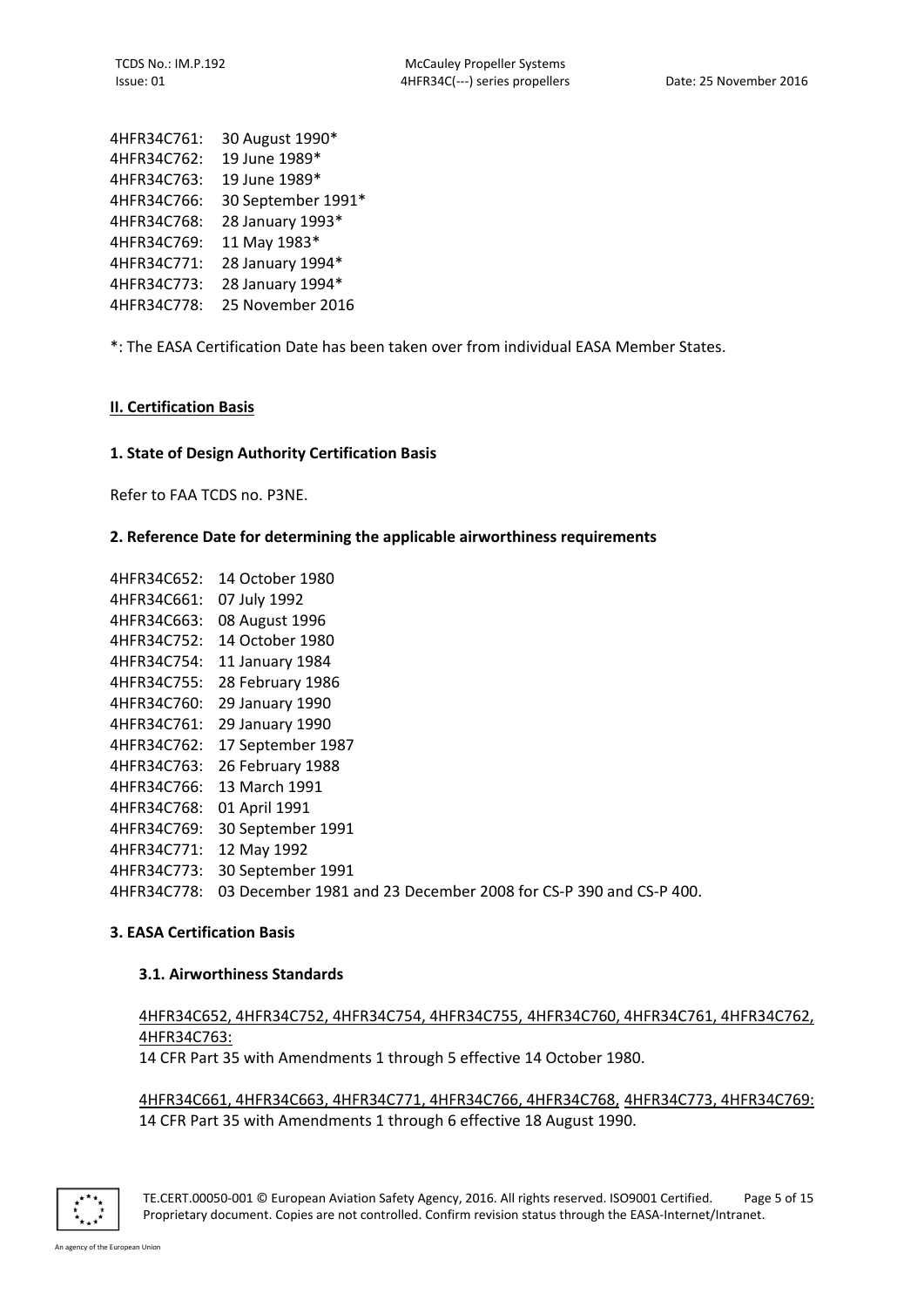4HFR34C761: 30 August 1990*
4HFR34C762: 19 June 1989*
4HFR34C763: 19 June 1989*
4HFR34C766: 30 September 1991*
4HFR34C768: 28 January 1993*
4HFR34C769: 11 May 1983*
4HFR34C771: 28 January 1994*
4HFR34C773: 28 January 1994*
4HFR34C778: 25 November 2016

*: The EASA Certification Date has been taken over from individual EASA Member States.

## II. Certification Basis

### 1. State of Design Authority Certification Basis

Refer to FAA TCDS no. P3NE.

### 2. Reference Date for determining the applicable airworthiness requirements

4HFR34C652: 14 October 1980
4HFR34C661: 07 July 1992
4HFR34C663: 08 August 1996
4HFR34C752: 14 October 1980
4HFR34C754: 11 January 1984
4HFR34C755: 28 February 1986
4HFR34C760: 29 January 1990
4HFR34C761: 29 January 1990
4HFR34C762: 17 September 1987
4HFR34C763: 26 February 1988
4HFR34C766: 13 March 1991
4HFR34C768: 01 April 1991
4HFR34C769: 30 September 1991
4HFR34C771: 12 May 1992
4HFR34C773: 30 September 1991
4HFR34C778: 03 December 1981 and 23 December 2008 for CS-P 390 and CS-P 400.

### 3. EASA Certification Basis

#### 3.1. Airworthiness Standards

4HFR34C652, 4HFR34C752, 4HFR34C754, 4HFR34C755, 4HFR34C760, 4HFR34C761, 4HFR34C762, 4HFR34C763:
14 CFR Part 35 with Amendments 1 through 5 effective 14 October 1980.

4HFR34C661, 4HFR34C663, 4HFR34C771, 4HFR34C766, 4HFR34C768, 4HFR34C773, 4HFR34C769:
14 CFR Part 35 with Amendments 1 through 6 effective 18 August 1990.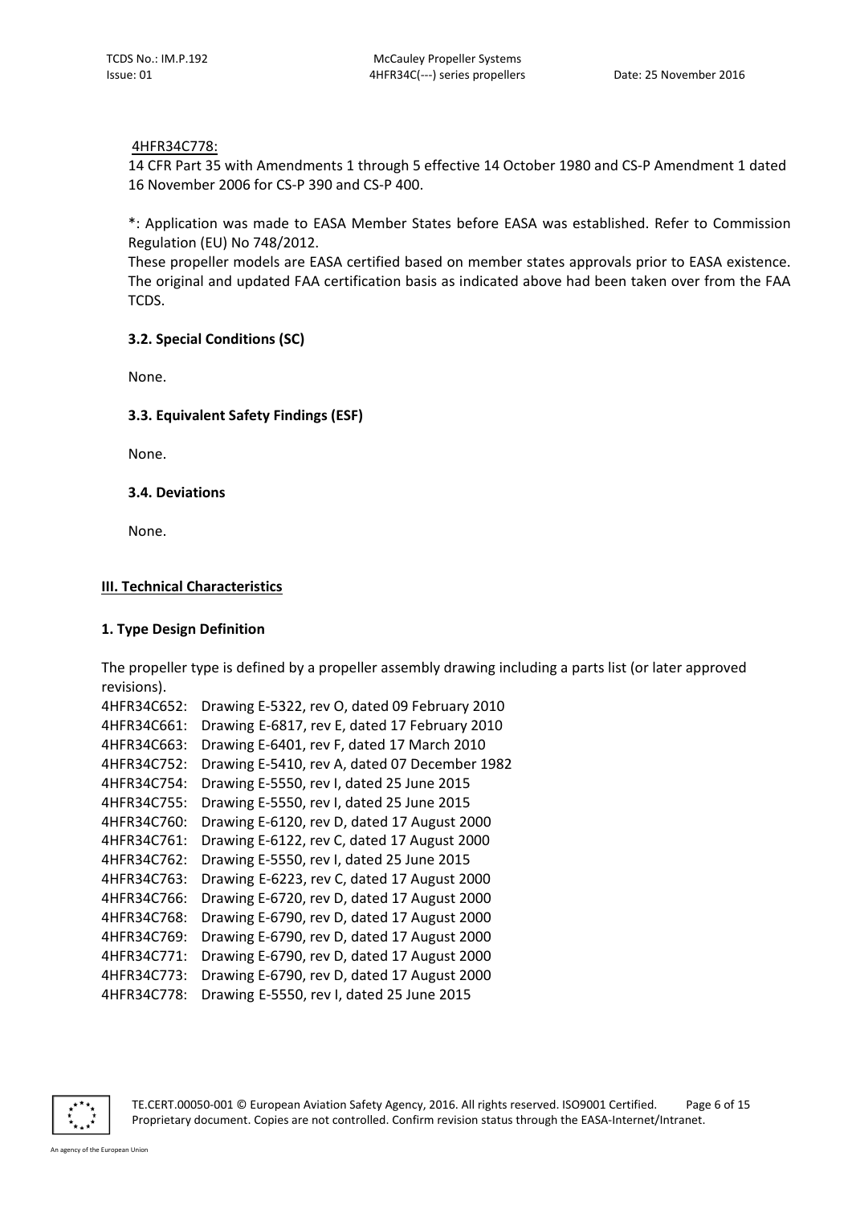4HFR34C778:

14 CFR Part 35 with Amendments 1 through 5 effective 14 October 1980 and CS-P Amendment 1 dated 16 November 2006 for CS-P 390 and CS-P 400.

*: Application was made to EASA Member States before EASA was established. Refer to Commission Regulation (EU) No 748/2012.

These propeller models are EASA certified based on member states approvals prior to EASA existence. The original and updated FAA certification basis as indicated above had been taken over from the FAA TCDS.

**3.2. Special Conditions (SC)**

None.

**3.3. Equivalent Safety Findings (ESF)**

None.

**3.4. Deviations**

None.

## III. Technical Characteristics

**1. Type Design Definition**

The propeller type is defined by a propeller assembly drawing including a parts list (or later approved revisions).

4HFR34C652: Drawing E-5322, rev O, dated 09 February 2010
4HFR34C661: Drawing E-6817, rev E, dated 17 February 2010
4HFR34C663: Drawing E-6401, rev F, dated 17 March 2010
4HFR34C752: Drawing E-5410, rev A, dated 07 December 1982
4HFR34C754: Drawing E-5550, rev I, dated 25 June 2015
4HFR34C755: Drawing E-5550, rev I, dated 25 June 2015
4HFR34C760: Drawing E-6120, rev D, dated 17 August 2000
4HFR34C761: Drawing E-6122, rev C, dated 17 August 2000
4HFR34C762: Drawing E-5550, rev I, dated 25 June 2015
4HFR34C763: Drawing E-6223, rev C, dated 17 August 2000
4HFR34C766: Drawing E-6720, rev D, dated 17 August 2000
4HFR34C768: Drawing E-6790, rev D, dated 17 August 2000
4HFR34C769: Drawing E-6790, rev D, dated 17 August 2000
4HFR34C771: Drawing E-6790, rev D, dated 17 August 2000
4HFR34C773: Drawing E-6790, rev D, dated 17 August 2000
4HFR34C778: Drawing E-5550, rev I, dated 25 June 2015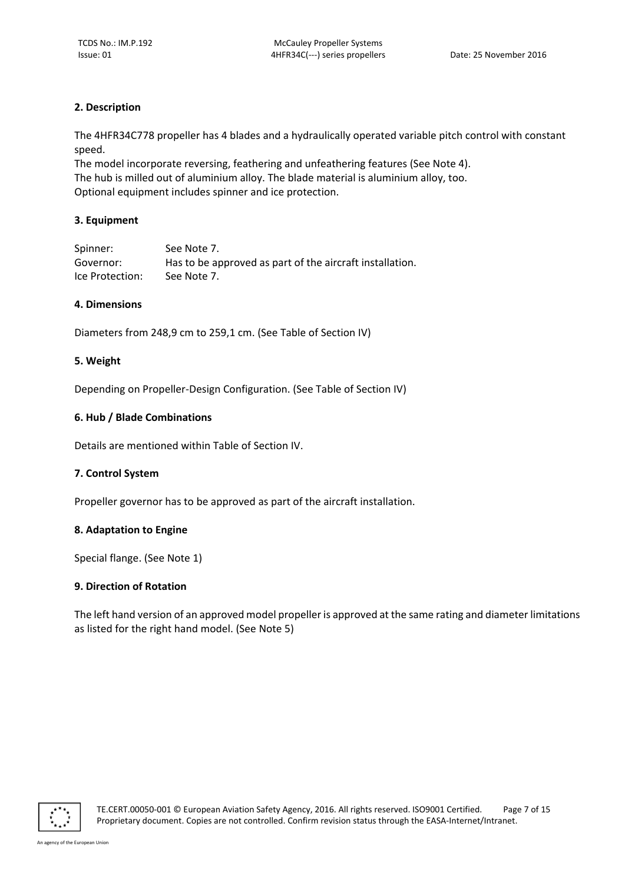## 2. Description

The 4HFR34C778 propeller has 4 blades and a hydraulically operated variable pitch control with constant speed.
The model incorporate reversing, feathering and unfeathering features (See Note 4).
The hub is milled out of aluminium alloy. The blade material is aluminium alloy, too.
Optional equipment includes spinner and ice protection.

## 3. Equipment

| | |
|---|---|
| Spinner: | See Note 7. |
| Governor: | Has to be approved as part of the aircraft installation. |
| Ice Protection: | See Note 7. |

## 4. Dimensions

Diameters from 248,9 cm to 259,1 cm. (See Table of Section IV)

## 5. Weight

Depending on Propeller-Design Configuration. (See Table of Section IV)

## 6. Hub / Blade Combinations

Details are mentioned within Table of Section IV.

## 7. Control System

Propeller governor has to be approved as part of the aircraft installation.

## 8. Adaptation to Engine

Special flange. (See Note 1)

## 9. Direction of Rotation

The left hand version of an approved model propeller is approved at the same rating and diameter limitations as listed for the right hand model. (See Note 5)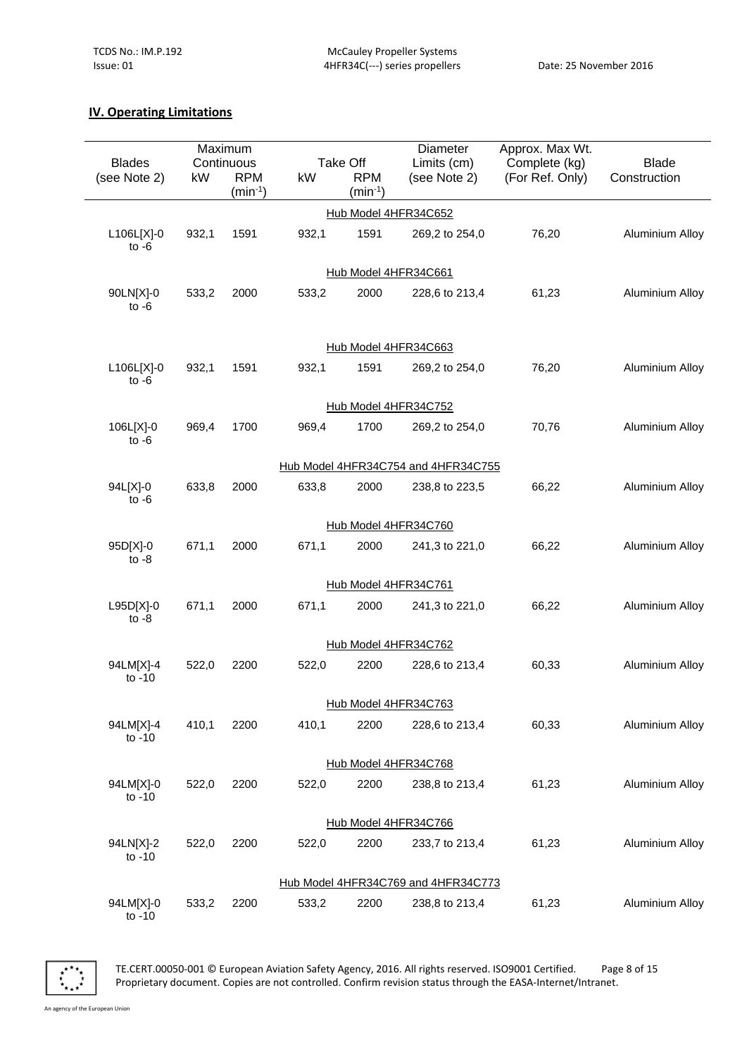## IV. Operating Limitations

| Blades (see Note 2) | Maximum Continuous kW | Maximum Continuous RPM ($min^{-1}$) | Take Off kW | Take Off RPM ($min^{-1}$) | Diameter Limits (cm) (see Note 2) | Approx. Max Wt. Complete (kg) (For Ref. Only) | Blade Construction |
|---|---|---|---|---|---|---|---|
| | | | Hub Model 4HFR34C652 | | | | |
| L106L[X]-0 to -6 | 932,1 | 1591 | 932,1 | 1591 | 269,2 to 254,0 | 76,20 | Aluminium Alloy |
| | | | Hub Model 4HFR34C661 | | | | |
| 90LN[X]-0 to -6 | 533,2 | 2000 | 533,2 | 2000 | 228,6 to 213,4 | 61,23 | Aluminium Alloy |
| | | | Hub Model 4HFR34C663 | | | | |
| L106L[X]-0 to -6 | 932,1 | 1591 | 932,1 | 1591 | 269,2 to 254,0 | 76,20 | Aluminium Alloy |
| | | | Hub Model 4HFR34C752 | | | | |
| 106L[X]-0 to -6 | 969,4 | 1700 | 969,4 | 1700 | 269,2 to 254,0 | 70,76 | Aluminium Alloy |
| | | | Hub Model 4HFR34C754 and 4HFR34C755 | | | | |
| 94L[X]-0 to -6 | 633,8 | 2000 | 633,8 | 2000 | 238,8 to 223,5 | 66,22 | Aluminium Alloy |
| | | | Hub Model 4HFR34C760 | | | | |
| 95D[X]-0 to -8 | 671,1 | 2000 | 671,1 | 2000 | 241,3 to 221,0 | 66,22 | Aluminium Alloy |
| | | | Hub Model 4HFR34C761 | | | | |
| L95D[X]-0 to -8 | 671,1 | 2000 | 671,1 | 2000 | 241,3 to 221,0 | 66,22 | Aluminium Alloy |
| | | | Hub Model 4HFR34C762 | | | | |
| 94LM[X]-4 to -10 | 522,0 | 2200 | 522,0 | 2200 | 228,6 to 213,4 | 60,33 | Aluminium Alloy |
| | | | Hub Model 4HFR34C763 | | | | |
| 94LM[X]-4 to -10 | 410,1 | 2200 | 410,1 | 2200 | 228,6 to 213,4 | 60,33 | Aluminium Alloy |
| | | | Hub Model 4HFR34C768 | | | | |
| 94LM[X]-0 to -10 | 522,0 | 2200 | 522,0 | 2200 | 238,8 to 213,4 | 61,23 | Aluminium Alloy |
| | | | Hub Model 4HFR34C766 | | | | |
| 94LN[X]-2 to -10 | 522,0 | 2200 | 522,0 | 2200 | 233,7 to 213,4 | 61,23 | Aluminium Alloy |
| | | | Hub Model 4HFR34C769 and 4HFR34C773 | | | | |
| 94LM[X]-0 to -10 | 533,2 | 2200 | 533,2 | 2200 | 238,8 to 213,4 | 61,23 | Aluminium Alloy |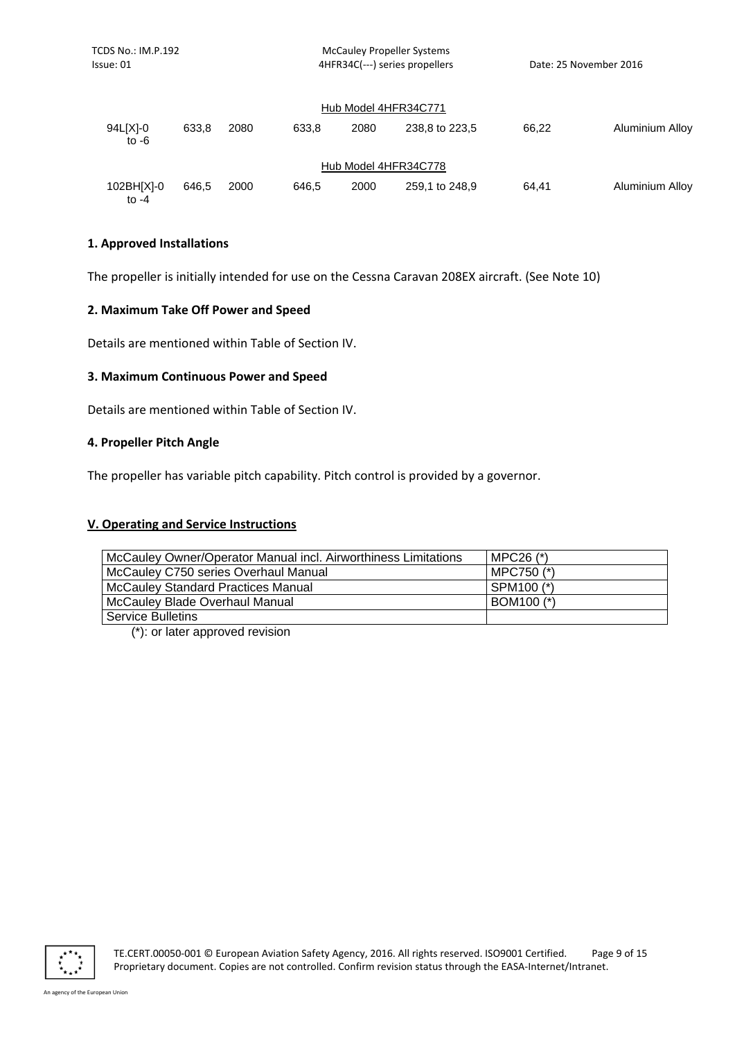| | | | | | | | |
|---|---|---|---|---|---|---|---|
| Hub Model 4HFR34C771 | | | | | | | |
| 94L[X]-0 to -6 | 633,8 | 2080 | 633,8 | 2080 | 238,8 to 223,5 | 66,22 | Aluminium Alloy |
| Hub Model 4HFR34C778 | | | | | | | |
| 102BH[X]-0 to -4 | 646,5 | 2000 | 646,5 | 2000 | 259,1 to 248,9 | 64,41 | Aluminium Alloy |

**1. Approved Installations**

The propeller is initially intended for use on the Cessna Caravan 208EX aircraft. (See Note 10)

**2. Maximum Take Off Power and Speed**

Details are mentioned within Table of Section IV.

**3. Maximum Continuous Power and Speed**

Details are mentioned within Table of Section IV.

**4. Propeller Pitch Angle**

The propeller has variable pitch capability. Pitch control is provided by a governor.

## V. Operating and Service Instructions

| | |
|---|---|
| McCauley Owner/Operator Manual incl. Airworthiness Limitations | MPC26 (*) |
| McCauley C750 series Overhaul Manual | MPC750 (*) |
| McCauley Standard Practices Manual | SPM100 (*) |
| McCauley Blade Overhaul Manual | BOM100 (*) |
| Service Bulletins | |

(*): or later approved revision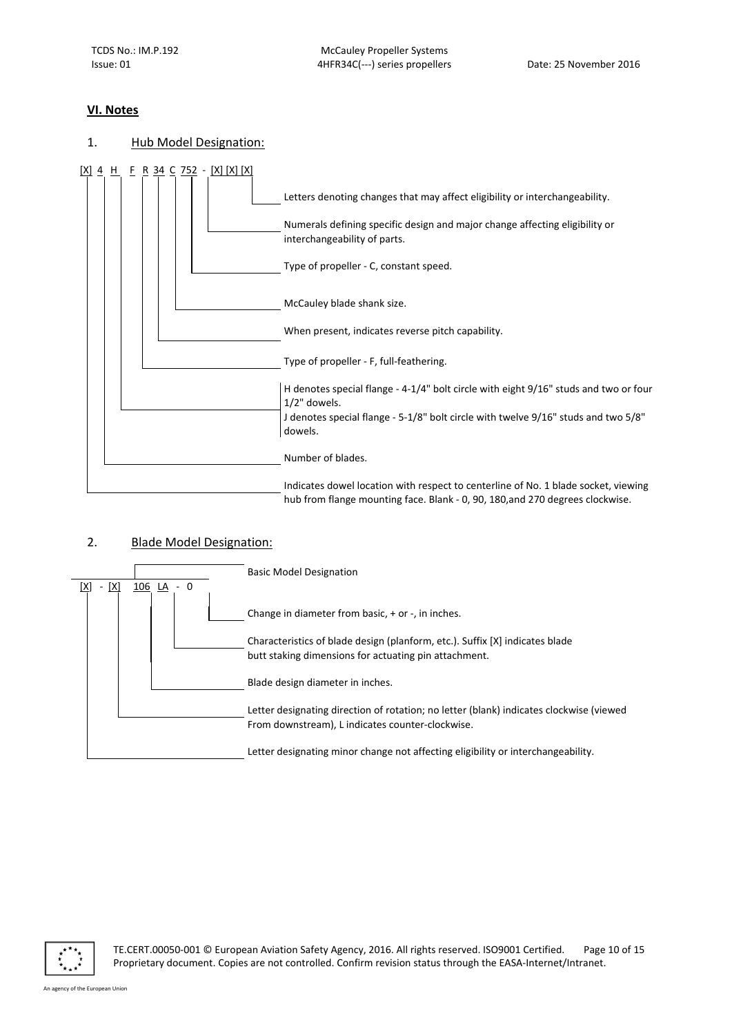## VI. Notes

1. Hub Model Designation:

[X] 4 H F R 34 C 752 - [X] [X] [X]

- [X] [X] [X] — Letters denoting changes that may affect eligibility or interchangeability.
- 752 — Numerals defining specific design and major change affecting eligibility or interchangeability of parts.
- C — Type of propeller - C, constant speed.
- 34 — McCauley blade shank size.
- R — When present, indicates reverse pitch capability.
- F — Type of propeller - F, full-feathering.
- H — H denotes special flange - 4-1/4" bolt circle with eight 9/16" studs and two or four 1/2" dowels.
  J denotes special flange - 5-1/8" bolt circle with twelve 9/16" studs and two 5/8" dowels.
- 4 — Number of blades.
- [X] — Indicates dowel location with respect to centerline of No. 1 blade socket, viewing hub from flange mounting face. Blank - 0, 90, 180,and 270 degrees clockwise.

2. Blade Model Designation:

[X] - [X] 106 LA - 0

- 106 LA — Basic Model Designation
- 0 — Change in diameter from basic, + or -, in inches.
- LA — Characteristics of blade design (planform, etc.). Suffix [X] indicates blade butt staking dimensions for actuating pin attachment.
- 106 — Blade design diameter in inches.
- [X] (second) — Letter designating direction of rotation; no letter (blank) indicates clockwise (viewed From downstream), L indicates counter-clockwise.
- [X] (first) — Letter designating minor change not affecting eligibility or interchangeability.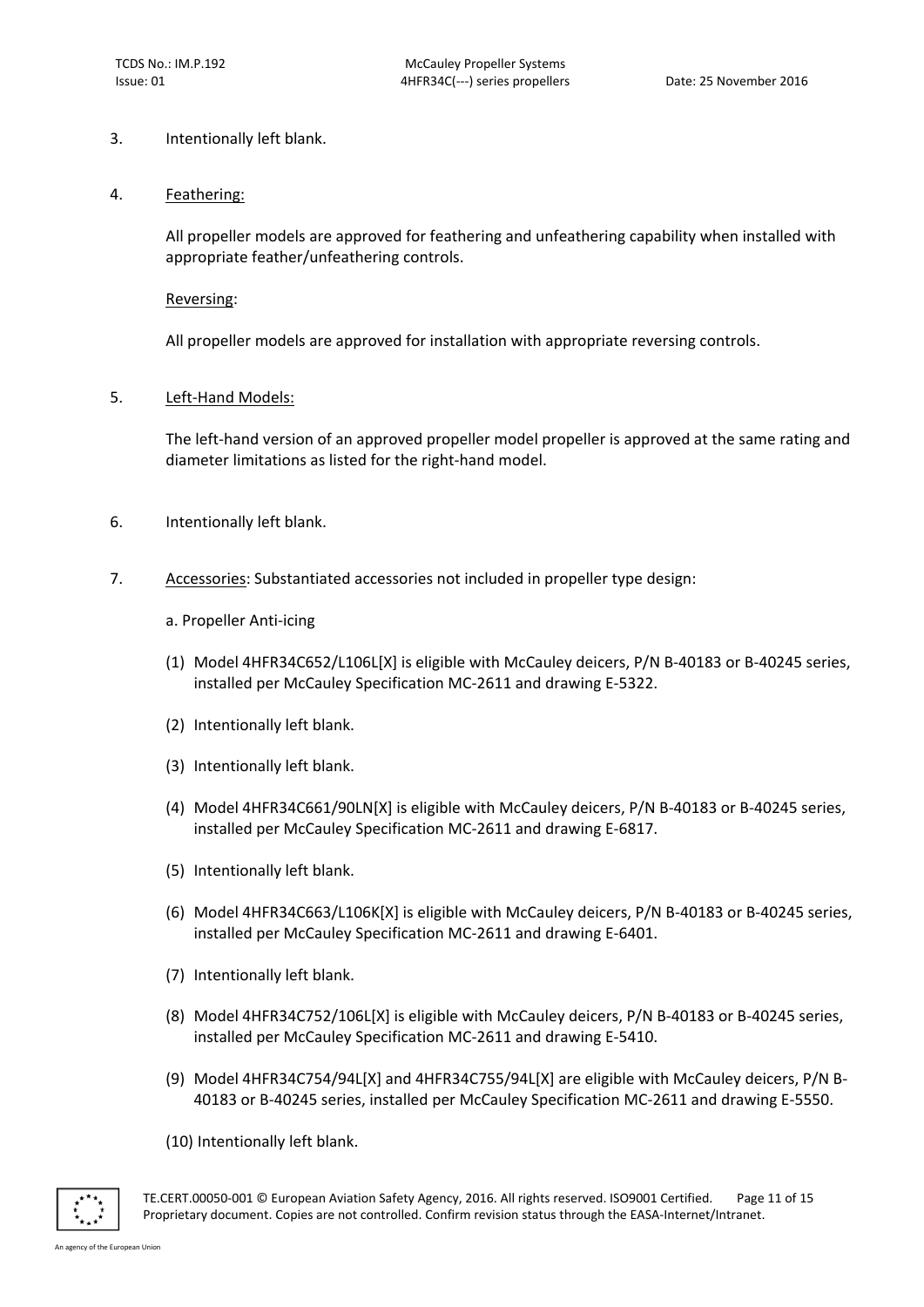3. Intentionally left blank.

4. Feathering:

   All propeller models are approved for feathering and unfeathering capability when installed with appropriate feather/unfeathering controls.

   Reversing:

   All propeller models are approved for installation with appropriate reversing controls.

5. Left-Hand Models:

   The left-hand version of an approved propeller model propeller is approved at the same rating and diameter limitations as listed for the right-hand model.

6. Intentionally left blank.

7. Accessories: Substantiated accessories not included in propeller type design:

   a. Propeller Anti-icing

   (1) Model 4HFR34C652/L106L[X] is eligible with McCauley deicers, P/N B-40183 or B-40245 series, installed per McCauley Specification MC-2611 and drawing E-5322.

   (2) Intentionally left blank.

   (3) Intentionally left blank.

   (4) Model 4HFR34C661/90LN[X] is eligible with McCauley deicers, P/N B-40183 or B-40245 series, installed per McCauley Specification MC-2611 and drawing E-6817.

   (5) Intentionally left blank.

   (6) Model 4HFR34C663/L106K[X] is eligible with McCauley deicers, P/N B-40183 or B-40245 series, installed per McCauley Specification MC-2611 and drawing E-6401.

   (7) Intentionally left blank.

   (8) Model 4HFR34C752/106L[X] is eligible with McCauley deicers, P/N B-40183 or B-40245 series, installed per McCauley Specification MC-2611 and drawing E-5410.

   (9) Model 4HFR34C754/94L[X] and 4HFR34C755/94L[X] are eligible with McCauley deicers, P/N B-40183 or B-40245 series, installed per McCauley Specification MC-2611 and drawing E-5550.

   (10) Intentionally left blank.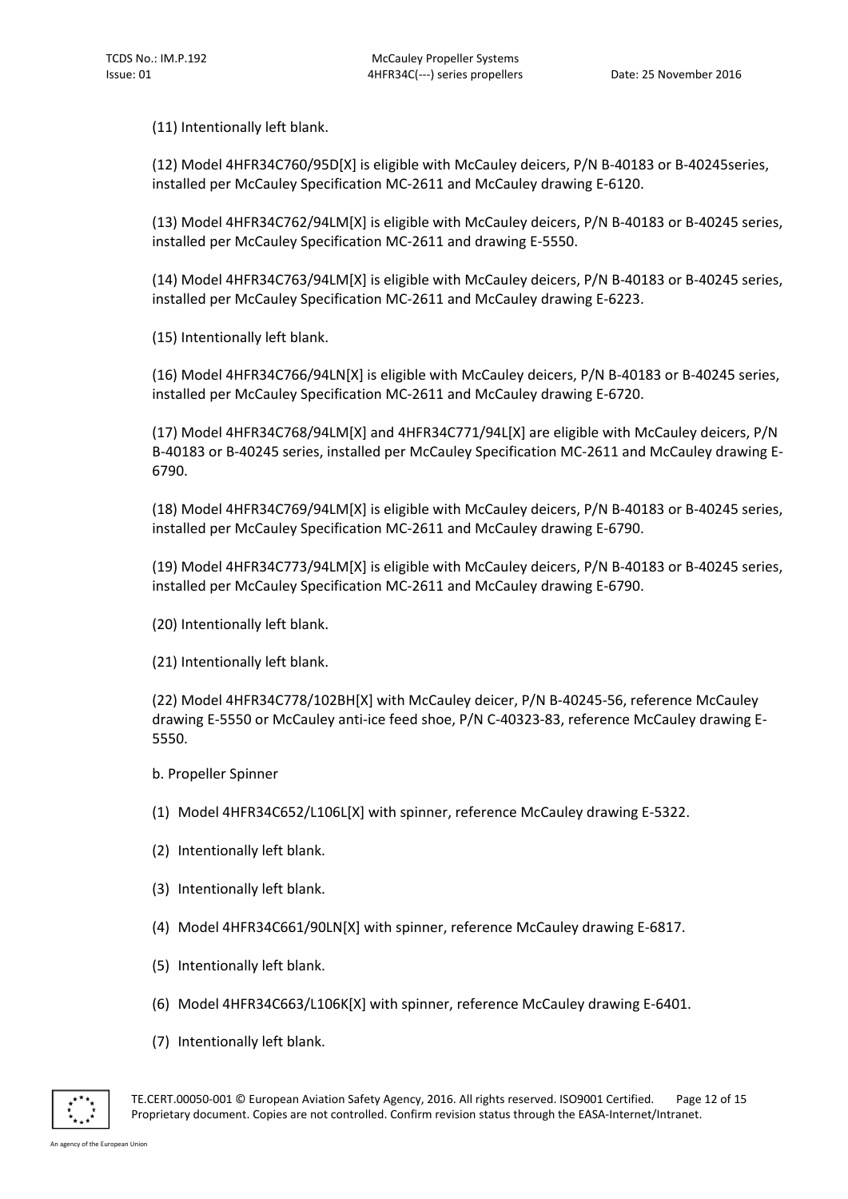(11) Intentionally left blank.

(12) Model 4HFR34C760/95D[X] is eligible with McCauley deicers, P/N B-40183 or B-40245series, installed per McCauley Specification MC-2611 and McCauley drawing E-6120.

(13) Model 4HFR34C762/94LM[X] is eligible with McCauley deicers, P/N B-40183 or B-40245 series, installed per McCauley Specification MC-2611 and drawing E-5550.

(14) Model 4HFR34C763/94LM[X] is eligible with McCauley deicers, P/N B-40183 or B-40245 series, installed per McCauley Specification MC-2611 and McCauley drawing E-6223.

(15) Intentionally left blank.

(16) Model 4HFR34C766/94LN[X] is eligible with McCauley deicers, P/N B-40183 or B-40245 series, installed per McCauley Specification MC-2611 and McCauley drawing E-6720.

(17) Model 4HFR34C768/94LM[X] and 4HFR34C771/94L[X] are eligible with McCauley deicers, P/N B-40183 or B-40245 series, installed per McCauley Specification MC-2611 and McCauley drawing E-6790.

(18) Model 4HFR34C769/94LM[X] is eligible with McCauley deicers, P/N B-40183 or B-40245 series, installed per McCauley Specification MC-2611 and McCauley drawing E-6790.

(19) Model 4HFR34C773/94LM[X] is eligible with McCauley deicers, P/N B-40183 or B-40245 series, installed per McCauley Specification MC-2611 and McCauley drawing E-6790.

(20) Intentionally left blank.

(21) Intentionally left blank.

(22) Model 4HFR34C778/102BH[X] with McCauley deicer, P/N B-40245-56, reference McCauley drawing E-5550 or McCauley anti-ice feed shoe, P/N C-40323-83, reference McCauley drawing E-5550.

b. Propeller Spinner

(1) Model 4HFR34C652/L106L[X] with spinner, reference McCauley drawing E-5322.

(2) Intentionally left blank.

(3) Intentionally left blank.

(4) Model 4HFR34C661/90LN[X] with spinner, reference McCauley drawing E-6817.

(5) Intentionally left blank.

(6) Model 4HFR34C663/L106K[X] with spinner, reference McCauley drawing E-6401.

(7) Intentionally left blank.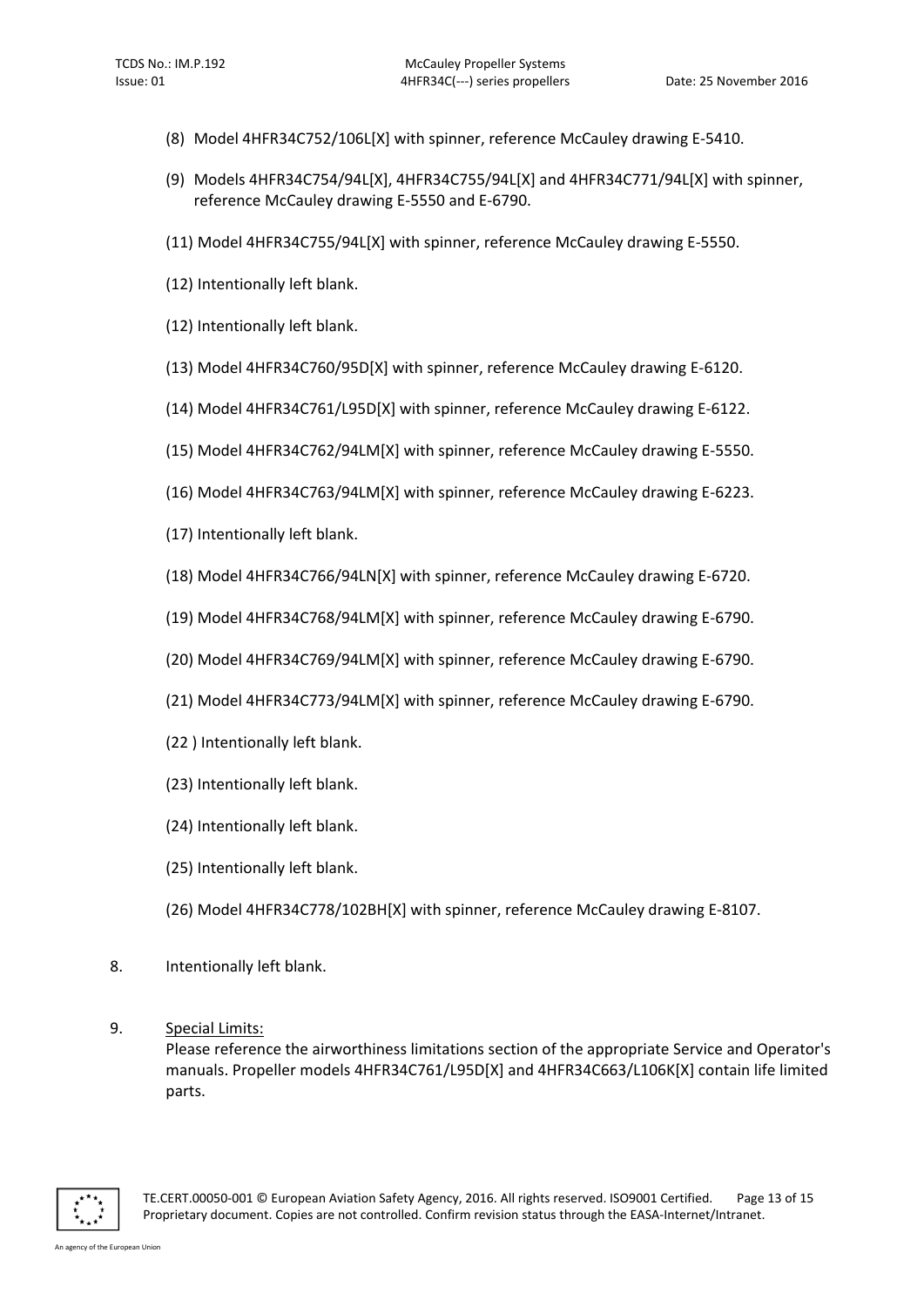(8) Model 4HFR34C752/106L[X] with spinner, reference McCauley drawing E-5410.

(9) Models 4HFR34C754/94L[X], 4HFR34C755/94L[X] and 4HFR34C771/94L[X] with spinner, reference McCauley drawing E-5550 and E-6790.

(11) Model 4HFR34C755/94L[X] with spinner, reference McCauley drawing E-5550.

(12) Intentionally left blank.

(12) Intentionally left blank.

(13) Model 4HFR34C760/95D[X] with spinner, reference McCauley drawing E-6120.

(14) Model 4HFR34C761/L95D[X] with spinner, reference McCauley drawing E-6122.

(15) Model 4HFR34C762/94LM[X] with spinner, reference McCauley drawing E-5550.

(16) Model 4HFR34C763/94LM[X] with spinner, reference McCauley drawing E-6223.

(17) Intentionally left blank.

(18) Model 4HFR34C766/94LN[X] with spinner, reference McCauley drawing E-6720.

(19) Model 4HFR34C768/94LM[X] with spinner, reference McCauley drawing E-6790.

(20) Model 4HFR34C769/94LM[X] with spinner, reference McCauley drawing E-6790.

(21) Model 4HFR34C773/94LM[X] with spinner, reference McCauley drawing E-6790.

(22 ) Intentionally left blank.

(23) Intentionally left blank.

(24) Intentionally left blank.

(25) Intentionally left blank.

(26) Model 4HFR34C778/102BH[X] with spinner, reference McCauley drawing E-8107.

8. Intentionally left blank.

9. Special Limits:

Please reference the airworthiness limitations section of the appropriate Service and Operator's manuals. Propeller models 4HFR34C761/L95D[X] and 4HFR34C663/L106K[X] contain life limited parts.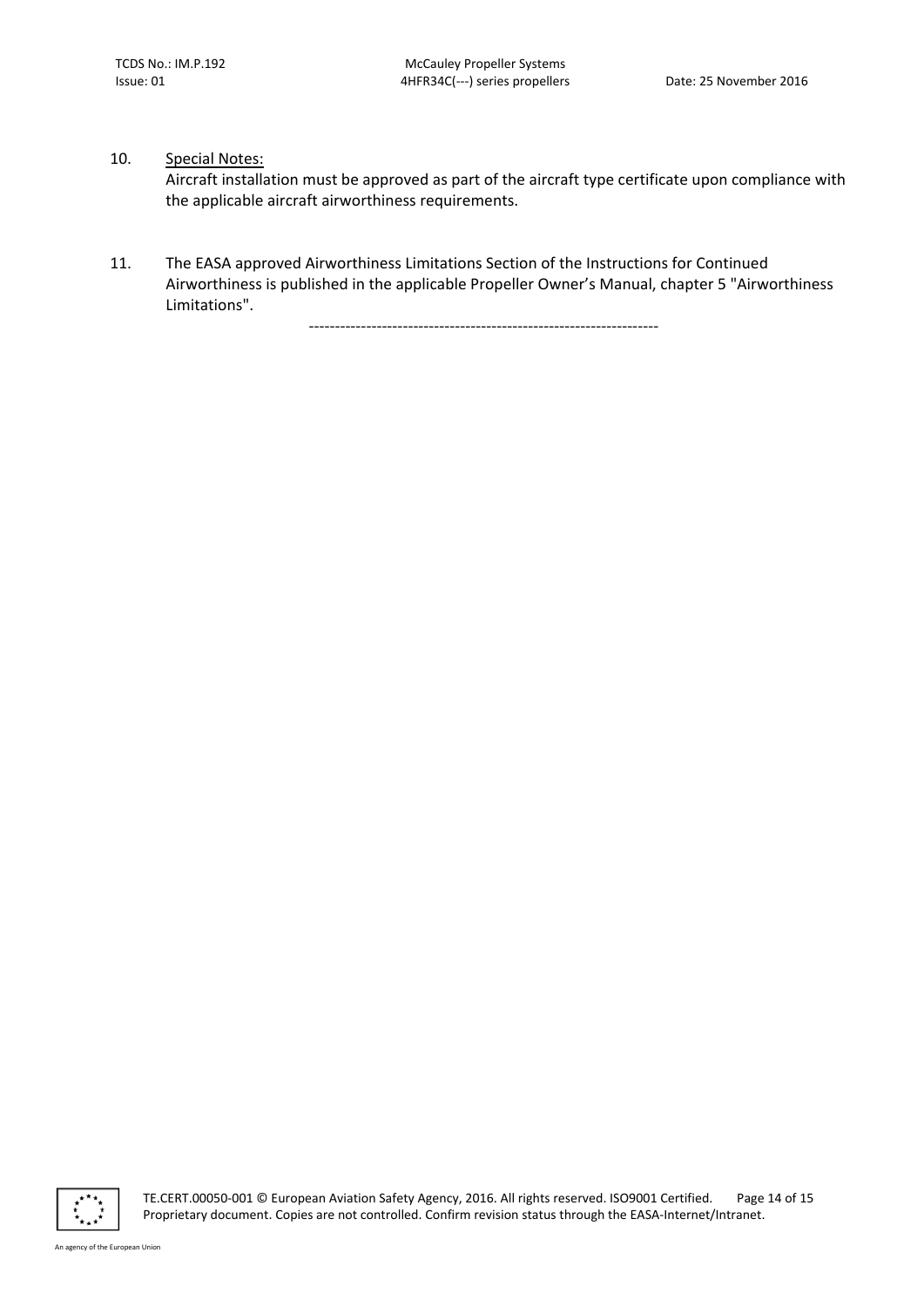10. <u>Special Notes:</u>
    Aircraft installation must be approved as part of the aircraft type certificate upon compliance with the applicable aircraft airworthiness requirements.

11. The EASA approved Airworthiness Limitations Section of the Instructions for Continued Airworthiness is published in the applicable Propeller Owner's Manual, chapter 5 "Airworthiness Limitations".

-------------------------------------------------------------------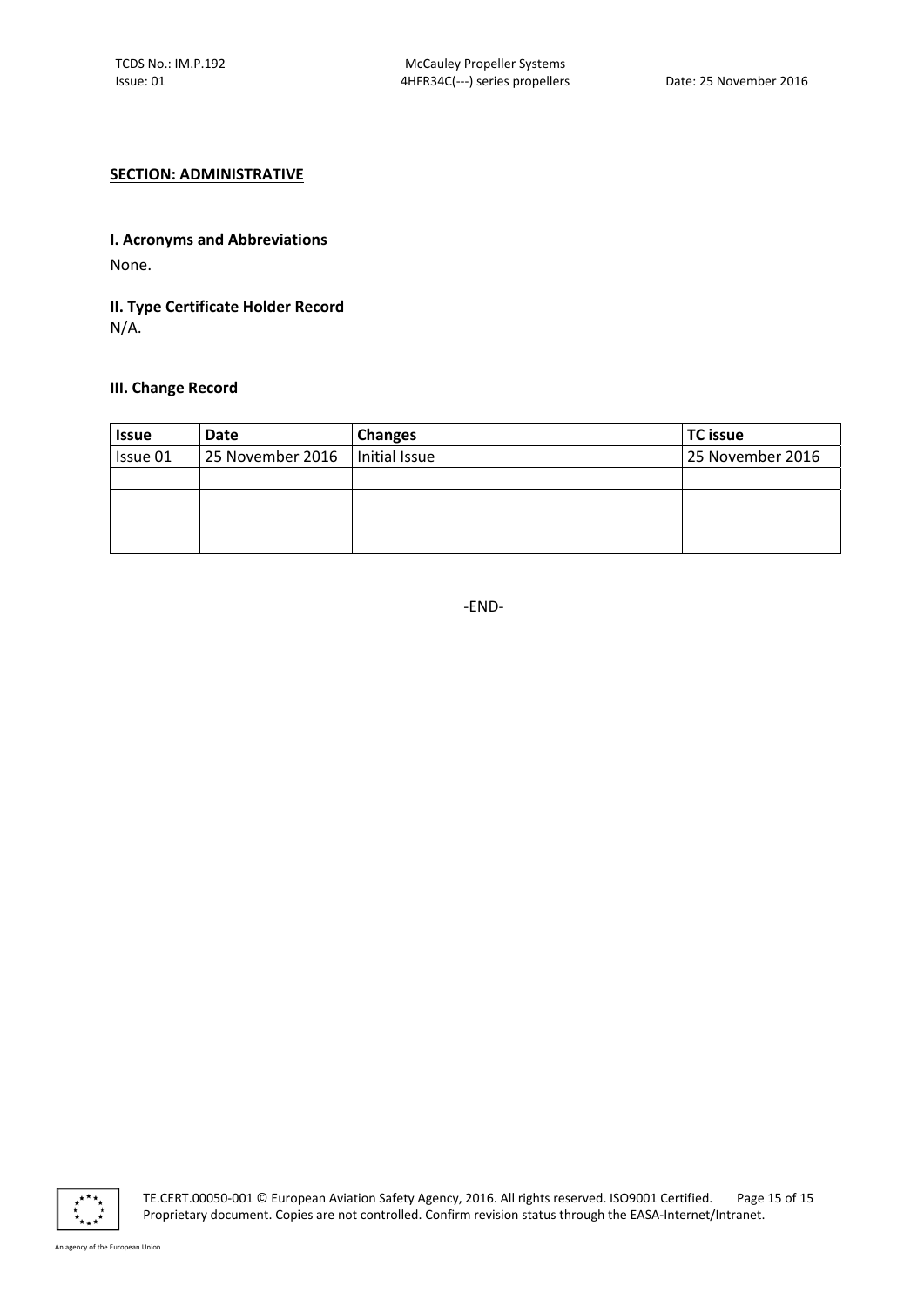## SECTION: ADMINISTRATIVE

### I. Acronyms and Abbreviations

None.

### II. Type Certificate Holder Record

N/A.

### III. Change Record

| Issue | Date | Changes | TC issue |
|---|---|---|---|
| Issue 01 | 25 November 2016 | Initial Issue | 25 November 2016 |
| | | | |
| | | | |
| | | | |
| | | | |

-END-